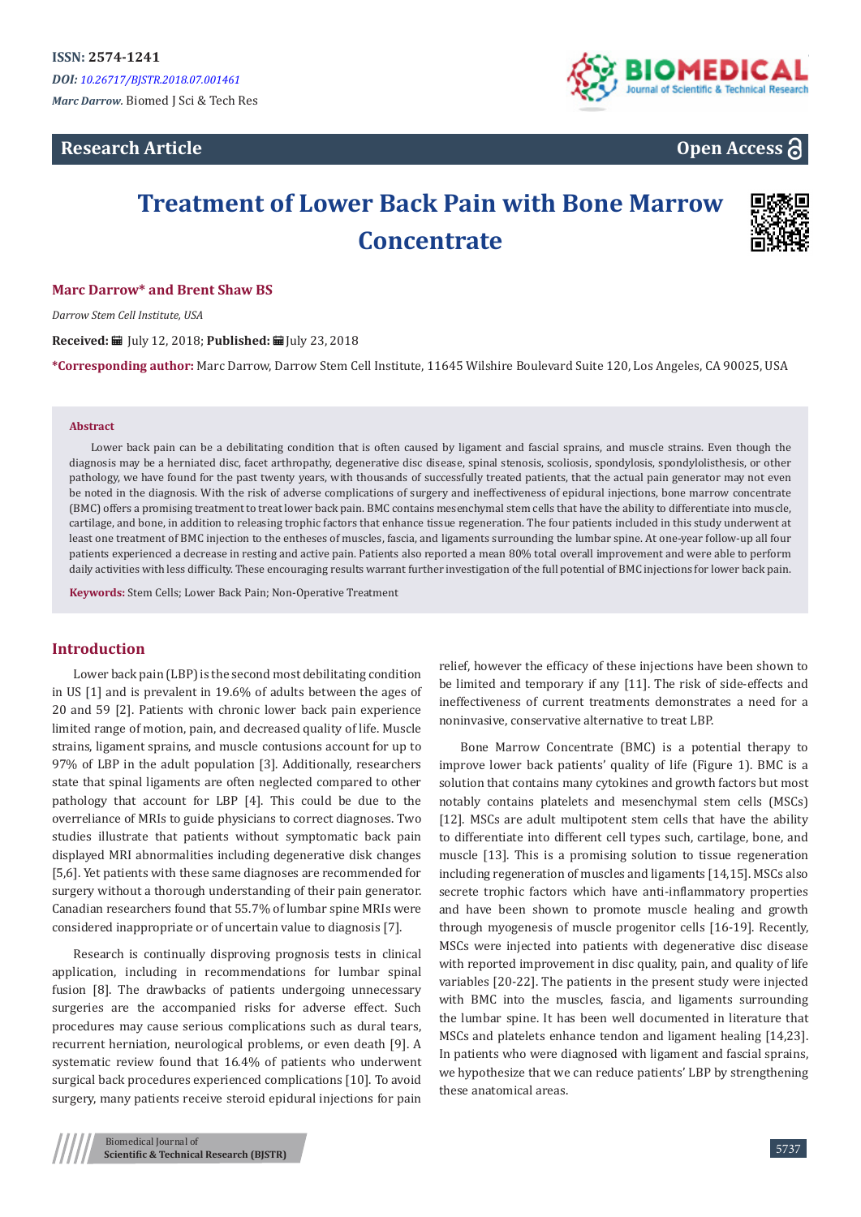ISSN: 2574-1241

*DOI: 10.26717/BJSTR.2018.07.001461*

*Marc Darrow.* Biomed J Sci & Tech Res

**Research Article** **Open Access**

# Treatment of Lower Back Pain with Bone Marrow Concentrate

**Marc Darrow* and Brent Shaw BS**

*Darrow Stem Cell Institute, USA*

**Received:** July 12, 2018; **Published:** July 23, 2018

***Corresponding author:** Marc Darrow, Darrow Stem Cell Institute, 11645 Wilshire Boulevard Suite 120, Los Angeles, CA 90025, USA

## Abstract

Lower back pain can be a debilitating condition that is often caused by ligament and fascial sprains, and muscle strains. Even though the diagnosis may be a herniated disc, facet arthropathy, degenerative disc disease, spinal stenosis, scoliosis, spondylosis, spondylolisthesis, or other pathology, we have found for the past twenty years, with thousands of successfully treated patients, that the actual pain generator may not even be noted in the diagnosis. With the risk of adverse complications of surgery and ineffectiveness of epidural injections, bone marrow concentrate (BMC) offers a promising treatment to treat lower back pain. BMC contains mesenchymal stem cells that have the ability to differentiate into muscle, cartilage, and bone, in addition to releasing trophic factors that enhance tissue regeneration. The four patients included in this study underwent at least one treatment of BMC injection to the entheses of muscles, fascia, and ligaments surrounding the lumbar spine. At one-year follow-up all four patients experienced a decrease in resting and active pain. Patients also reported a mean 80% total overall improvement and were able to perform daily activities with less difficulty. These encouraging results warrant further investigation of the full potential of BMC injections for lower back pain.

**Keywords:** Stem Cells; Lower Back Pain; Non-Operative Treatment

## Introduction

Lower back pain (LBP) is the second most debilitating condition in US [1] and is prevalent in 19.6% of adults between the ages of 20 and 59 [2]. Patients with chronic lower back pain experience limited range of motion, pain, and decreased quality of life. Muscle strains, ligament sprains, and muscle contusions account for up to 97% of LBP in the adult population [3]. Additionally, researchers state that spinal ligaments are often neglected compared to other pathology that account for LBP [4]. This could be due to the overreliance of MRIs to guide physicians to correct diagnoses. Two studies illustrate that patients without symptomatic back pain displayed MRI abnormalities including degenerative disk changes [5,6]. Yet patients with these same diagnoses are recommended for surgery without a thorough understanding of their pain generator. Canadian researchers found that 55.7% of lumbar spine MRIs were considered inappropriate or of uncertain value to diagnosis [7].

Research is continually disproving prognosis tests in clinical application, including in recommendations for lumbar spinal fusion [8]. The drawbacks of patients undergoing unnecessary surgeries are the accompanied risks for adverse effect. Such procedures may cause serious complications such as dural tears, recurrent herniation, neurological problems, or even death [9]. A systematic review found that 16.4% of patients who underwent surgical back procedures experienced complications [10]. To avoid surgery, many patients receive steroid epidural injections for pain relief, however the efficacy of these injections have been shown to be limited and temporary if any [11]. The risk of side-effects and ineffectiveness of current treatments demonstrates a need for a noninvasive, conservative alternative to treat LBP.

Bone Marrow Concentrate (BMC) is a potential therapy to improve lower back patients' quality of life (Figure 1). BMC is a solution that contains many cytokines and growth factors but most notably contains platelets and mesenchymal stem cells (MSCs) [12]. MSCs are adult multipotent stem cells that have the ability to differentiate into different cell types such, cartilage, bone, and muscle [13]. This is a promising solution to tissue regeneration including regeneration of muscles and ligaments [14,15]. MSCs also secrete trophic factors which have anti-inflammatory properties and have been shown to promote muscle healing and growth through myogenesis of muscle progenitor cells [16-19]. Recently, MSCs were injected into patients with degenerative disc disease with reported improvement in disc quality, pain, and quality of life variables [20-22]. The patients in the present study were injected with BMC into the muscles, fascia, and ligaments surrounding the lumbar spine. It has been well documented in literature that MSCs and platelets enhance tendon and ligament healing [14,23]. In patients who were diagnosed with ligament and fascial sprains, we hypothesize that we can reduce patients' LBP by strengthening these anatomical areas.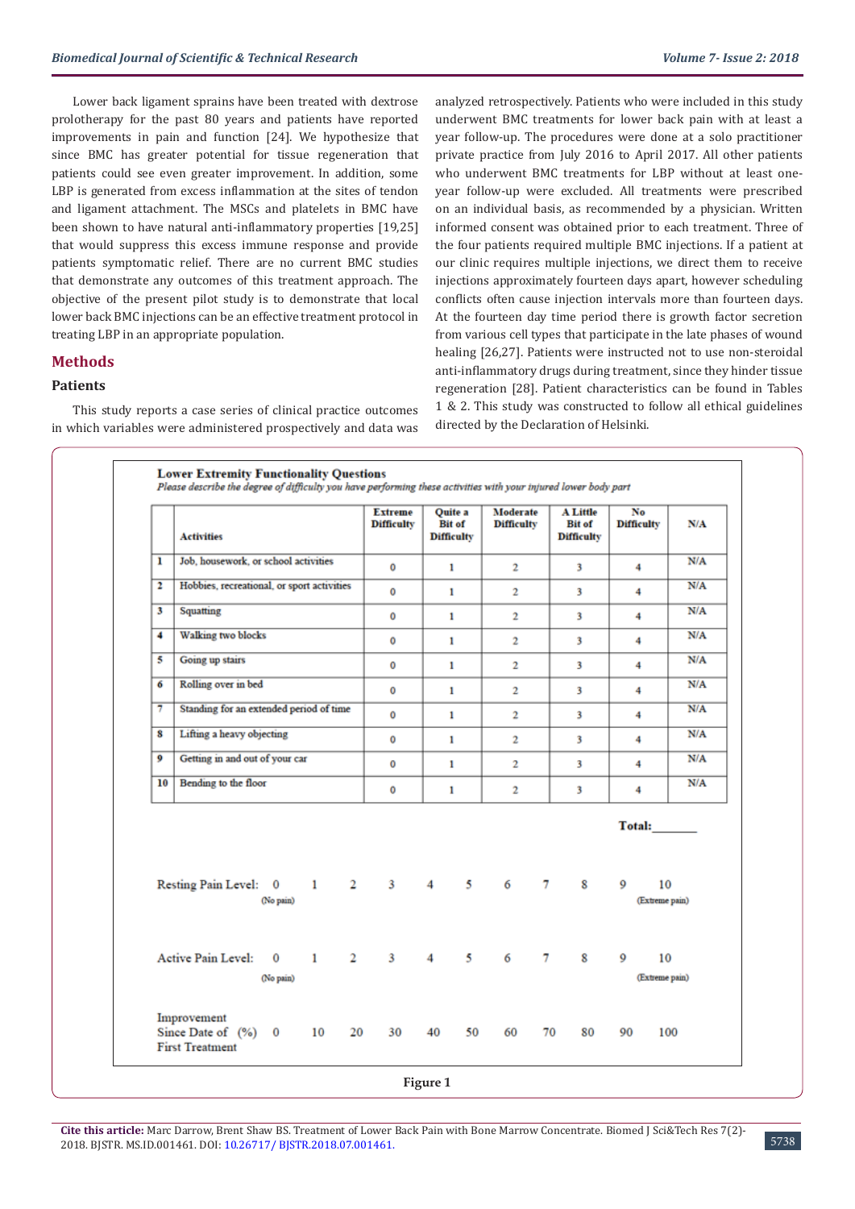Lower back ligament sprains have been treated with dextrose prolotherapy for the past 80 years and patients have reported improvements in pain and function [24]. We hypothesize that since BMC has greater potential for tissue regeneration that patients could see even greater improvement. In addition, some LBP is generated from excess inflammation at the sites of tendon and ligament attachment. The MSCs and platelets in BMC have been shown to have natural anti-inflammatory properties [19,25] that would suppress this excess immune response and provide patients symptomatic relief. There are no current BMC studies that demonstrate any outcomes of this treatment approach. The objective of the present pilot study is to demonstrate that local lower back BMC injections can be an effective treatment protocol in treating LBP in an appropriate population.

## Methods

### Patients

This study reports a case series of clinical practice outcomes in which variables were administered prospectively and data was analyzed retrospectively. Patients who were included in this study underwent BMC treatments for lower back pain with at least a year follow-up. The procedures were done at a solo practitioner private practice from July 2016 to April 2017. All other patients who underwent BMC treatments for LBP without at least one-year follow-up were excluded. All treatments were prescribed on an individual basis, as recommended by a physician. Written informed consent was obtained prior to each treatment. Three of the four patients required multiple BMC injections. If a patient at our clinic requires multiple injections, we direct them to receive injections approximately fourteen days apart, however scheduling conflicts often cause injection intervals more than fourteen days. At the fourteen day time period there is growth factor secretion from various cell types that participate in the late phases of wound healing [26,27]. Patients were instructed not to use non-steroidal anti-inflammatory drugs during treatment, since they hinder tissue regeneration [28]. Patient characteristics can be found in Tables 1 & 2. This study was constructed to follow all ethical guidelines directed by the Declaration of Helsinki.

**Lower Extremity Functionality Questions**

*Please describe the degree of difficulty you have performing these activities with your injured lower body part*

| | Activities | Extreme Difficulty | Quite a Bit of Difficulty | Moderate Difficulty | A Little Bit of Difficulty | No Difficulty | N/A |
|---|---|---|---|---|---|---|---|
| 1 | Job, housework, or school activities | 0 | 1 | 2 | 3 | 4 | N/A |
| 2 | Hobbies, recreational, or sport activities | 0 | 1 | 2 | 3 | 4 | N/A |
| 3 | Squatting | 0 | 1 | 2 | 3 | 4 | N/A |
| 4 | Walking two blocks | 0 | 1 | 2 | 3 | 4 | N/A |
| 5 | Going up stairs | 0 | 1 | 2 | 3 | 4 | N/A |
| 6 | Rolling over in bed | 0 | 1 | 2 | 3 | 4 | N/A |
| 7 | Standing for an extended period of time | 0 | 1 | 2 | 3 | 4 | N/A |
| 8 | Lifting a heavy objecting | 0 | 1 | 2 | 3 | 4 | N/A |
| 9 | Getting in and out of your car | 0 | 1 | 2 | 3 | 4 | N/A |
| 10 | Bending to the floor | 0 | 1 | 2 | 3 | 4 | N/A |

**Total:**\_\_\_\_\_\_\_

Resting Pain Level: 0 (No pain) 1 2 3 4 5 6 7 8 9 10 (Extreme pain)

Active Pain Level: 0 (No pain) 1 2 3 4 5 6 7 8 9 10 (Extreme pain)

Improvement Since Date of First Treatment (%) 0 10 20 30 40 50 60 70 80 90 100

**Figure 1**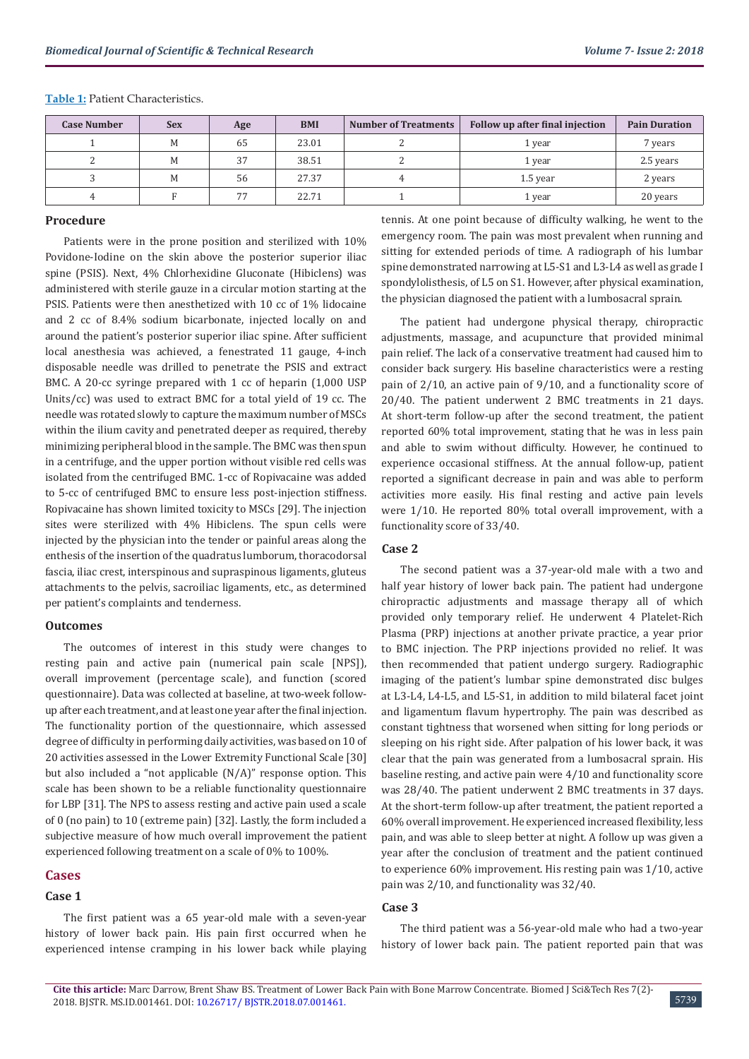**Table 1:** Patient Characteristics.

| Case Number | Sex | Age | BMI | Number of Treatments | Follow up after final injection | Pain Duration |
|---|---|---|---|---|---|---|
| 1 | M | 65 | 23.01 | 2 | 1 year | 7 years |
| 2 | M | 37 | 38.51 | 2 | 1 year | 2.5 years |
| 3 | M | 56 | 27.37 | 4 | 1.5 year | 2 years |
| 4 | F | 77 | 22.71 | 1 | 1 year | 20 years |

### Procedure

Patients were in the prone position and sterilized with 10% Povidone-Iodine on the skin above the posterior superior iliac spine (PSIS). Next, 4% Chlorhexidine Gluconate (Hibiclens) was administered with sterile gauze in a circular motion starting at the PSIS. Patients were then anesthetized with 10 cc of 1% lidocaine and 2 cc of 8.4% sodium bicarbonate, injected locally on and around the patient's posterior superior iliac spine. After sufficient local anesthesia was achieved, a fenestrated 11 gauge, 4-inch disposable needle was drilled to penetrate the PSIS and extract BMC. A 20-cc syringe prepared with 1 cc of heparin (1,000 USP Units/cc) was used to extract BMC for a total yield of 19 cc. The needle was rotated slowly to capture the maximum number of MSCs within the ilium cavity and penetrated deeper as required, thereby minimizing peripheral blood in the sample. The BMC was then spun in a centrifuge, and the upper portion without visible red cells was isolated from the centrifuged BMC. 1-cc of Ropivacaine was added to 5-cc of centrifuged BMC to ensure less post-injection stiffness. Ropivacaine has shown limited toxicity to MSCs [29]. The injection sites were sterilized with 4% Hibiclens. The spun cells were injected by the physician into the tender or painful areas along the enthesis of the insertion of the quadratus lumborum, thoracodorsal fascia, iliac crest, interspinous and supraspinous ligaments, gluteus attachments to the pelvis, sacroiliac ligaments, etc., as determined per patient's complaints and tenderness.

### Outcomes

The outcomes of interest in this study were changes to resting pain and active pain (numerical pain scale [NPS]), overall improvement (percentage scale), and function (scored questionnaire). Data was collected at baseline, at two-week follow-up after each treatment, and at least one year after the final injection. The functionality portion of the questionnaire, which assessed degree of difficulty in performing daily activities, was based on 10 of 20 activities assessed in the Lower Extremity Functional Scale [30] but also included a "not applicable (N/A)" response option. This scale has been shown to be a reliable functionality questionnaire for LBP [31]. The NPS to assess resting and active pain used a scale of 0 (no pain) to 10 (extreme pain) [32]. Lastly, the form included a subjective measure of how much overall improvement the patient experienced following treatment on a scale of 0% to 100%.

## Cases

### Case 1

The first patient was a 65 year-old male with a seven-year history of lower back pain. His pain first occurred when he experienced intense cramping in his lower back while playing tennis. At one point because of difficulty walking, he went to the emergency room. The pain was most prevalent when running and sitting for extended periods of time. A radiograph of his lumbar spine demonstrated narrowing at L5-S1 and L3-L4 as well as grade I spondylolisthesis, of L5 on S1. However, after physical examination, the physician diagnosed the patient with a lumbosacral sprain.

The patient had undergone physical therapy, chiropractic adjustments, massage, and acupuncture that provided minimal pain relief. The lack of a conservative treatment had caused him to consider back surgery. His baseline characteristics were a resting pain of 2/10, an active pain of 9/10, and a functionality score of 20/40. The patient underwent 2 BMC treatments in 21 days. At short-term follow-up after the second treatment, the patient reported 60% total improvement, stating that he was in less pain and able to swim without difficulty. However, he continued to experience occasional stiffness. At the annual follow-up, patient reported a significant decrease in pain and was able to perform activities more easily. His final resting and active pain levels were 1/10. He reported 80% total overall improvement, with a functionality score of 33/40.

### Case 2

The second patient was a 37-year-old male with a two and half year history of lower back pain. The patient had undergone chiropractic adjustments and massage therapy all of which provided only temporary relief. He underwent 4 Platelet-Rich Plasma (PRP) injections at another private practice, a year prior to BMC injection. The PRP injections provided no relief. It was then recommended that patient undergo surgery. Radiographic imaging of the patient's lumbar spine demonstrated disc bulges at L3-L4, L4-L5, and L5-S1, in addition to mild bilateral facet joint and ligamentum flavum hypertrophy. The pain was described as constant tightness that worsened when sitting for long periods or sleeping on his right side. After palpation of his lower back, it was clear that the pain was generated from a lumbosacral sprain. His baseline resting, and active pain were 4/10 and functionality score was 28/40. The patient underwent 2 BMC treatments in 37 days. At the short-term follow-up after treatment, the patient reported a 60% overall improvement. He experienced increased flexibility, less pain, and was able to sleep better at night. A follow up was given a year after the conclusion of treatment and the patient continued to experience 60% improvement. His resting pain was 1/10, active pain was 2/10, and functionality was 32/40.

### Case 3

The third patient was a 56-year-old male who had a two-year history of lower back pain. The patient reported pain that was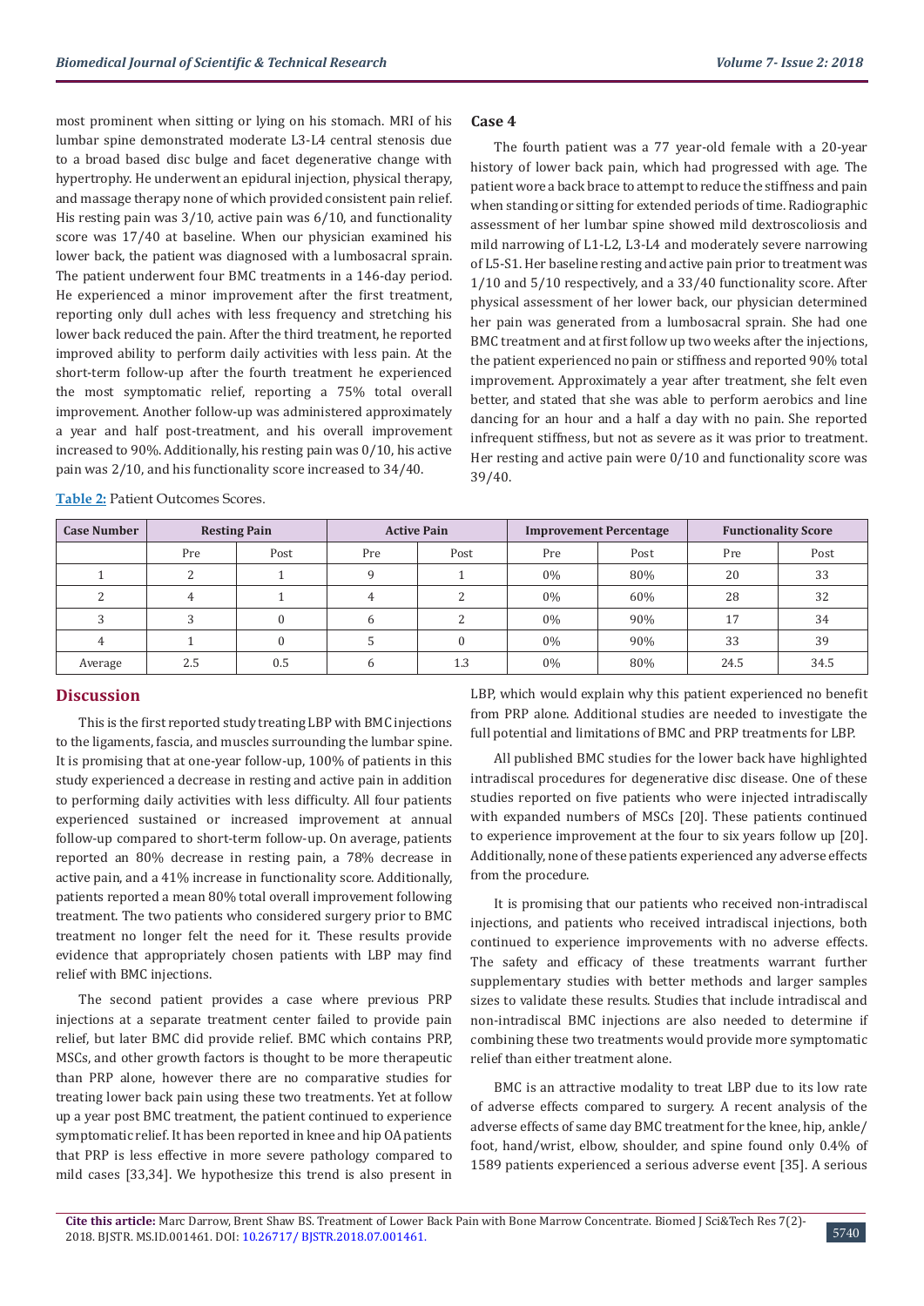most prominent when sitting or lying on his stomach. MRI of his lumbar spine demonstrated moderate L3-L4 central stenosis due to a broad based disc bulge and facet degenerative change with hypertrophy. He underwent an epidural injection, physical therapy, and massage therapy none of which provided consistent pain relief. His resting pain was 3/10, active pain was 6/10, and functionality score was 17/40 at baseline. When our physician examined his lower back, the patient was diagnosed with a lumbosacral sprain. The patient underwent four BMC treatments in a 146-day period. He experienced a minor improvement after the first treatment, reporting only dull aches with less frequency and stretching his lower back reduced the pain. After the third treatment, he reported improved ability to perform daily activities with less pain. At the short-term follow-up after the fourth treatment he experienced the most symptomatic relief, reporting a 75% total overall improvement. Another follow-up was administered approximately a year and half post-treatment, and his overall improvement increased to 90%. Additionally, his resting pain was 0/10, his active pain was 2/10, and his functionality score increased to 34/40.

### Case 4

The fourth patient was a 77 year-old female with a 20-year history of lower back pain, which had progressed with age. The patient wore a back brace to attempt to reduce the stiffness and pain when standing or sitting for extended periods of time. Radiographic assessment of her lumbar spine showed mild dextroscoliosis and mild narrowing of L1-L2, L3-L4 and moderately severe narrowing of L5-S1. Her baseline resting and active pain prior to treatment was 1/10 and 5/10 respectively, and a 33/40 functionality score. After physical assessment of her lower back, our physician determined her pain was generated from a lumbosacral sprain. She had one BMC treatment and at first follow up two weeks after the injections, the patient experienced no pain or stiffness and reported 90% total improvement. Approximately a year after treatment, she felt even better, and stated that she was able to perform aerobics and line dancing for an hour and a half a day with no pain. She reported infrequent stiffness, but not as severe as it was prior to treatment. Her resting and active pain were 0/10 and functionality score was 39/40.

**Table 2:** Patient Outcomes Scores.

| Case Number | Resting Pain | | Active Pain | | Improvement Percentage | | Functionality Score | |
|---|---|---|---|---|---|---|---|---|
| | Pre | Post | Pre | Post | Pre | Post | Pre | Post |
| 1 | 2 | 1 | 9 | 1 | 0% | 80% | 20 | 33 |
| 2 | 4 | 1 | 4 | 2 | 0% | 60% | 28 | 32 |
| 3 | 3 | 0 | 6 | 2 | 0% | 90% | 17 | 34 |
| 4 | 1 | 0 | 5 | 0 | 0% | 90% | 33 | 39 |
| Average | 2.5 | 0.5 | 6 | 1.3 | 0% | 80% | 24.5 | 34.5 |

## Discussion

This is the first reported study treating LBP with BMC injections to the ligaments, fascia, and muscles surrounding the lumbar spine. It is promising that at one-year follow-up, 100% of patients in this study experienced a decrease in resting and active pain in addition to performing daily activities with less difficulty. All four patients experienced sustained or increased improvement at annual follow-up compared to short-term follow-up. On average, patients reported an 80% decrease in resting pain, a 78% decrease in active pain, and a 41% increase in functionality score. Additionally, patients reported a mean 80% total overall improvement following treatment. The two patients who considered surgery prior to BMC treatment no longer felt the need for it. These results provide evidence that appropriately chosen patients with LBP may find relief with BMC injections.

The second patient provides a case where previous PRP injections at a separate treatment center failed to provide pain relief, but later BMC did provide relief. BMC which contains PRP, MSCs, and other growth factors is thought to be more therapeutic than PRP alone, however there are no comparative studies for treating lower back pain using these two treatments. Yet at follow up a year post BMC treatment, the patient continued to experience symptomatic relief. It has been reported in knee and hip OA patients that PRP is less effective in more severe pathology compared to mild cases [33,34]. We hypothesize this trend is also present in LBP, which would explain why this patient experienced no benefit from PRP alone. Additional studies are needed to investigate the full potential and limitations of BMC and PRP treatments for LBP.

All published BMC studies for the lower back have highlighted intradiscal procedures for degenerative disc disease. One of these studies reported on five patients who were injected intradiscally with expanded numbers of MSCs [20]. These patients continued to experience improvement at the four to six years follow up [20]. Additionally, none of these patients experienced any adverse effects from the procedure.

It is promising that our patients who received non-intradiscal injections, and patients who received intradiscal injections, both continued to experience improvements with no adverse effects. The safety and efficacy of these treatments warrant further supplementary studies with better methods and larger samples sizes to validate these results. Studies that include intradiscal and non-intradiscal BMC injections are also needed to determine if combining these two treatments would provide more symptomatic relief than either treatment alone.

BMC is an attractive modality to treat LBP due to its low rate of adverse effects compared to surgery. A recent analysis of the adverse effects of same day BMC treatment for the knee, hip, ankle/foot, hand/wrist, elbow, shoulder, and spine found only 0.4% of 1589 patients experienced a serious adverse event [35]. A serious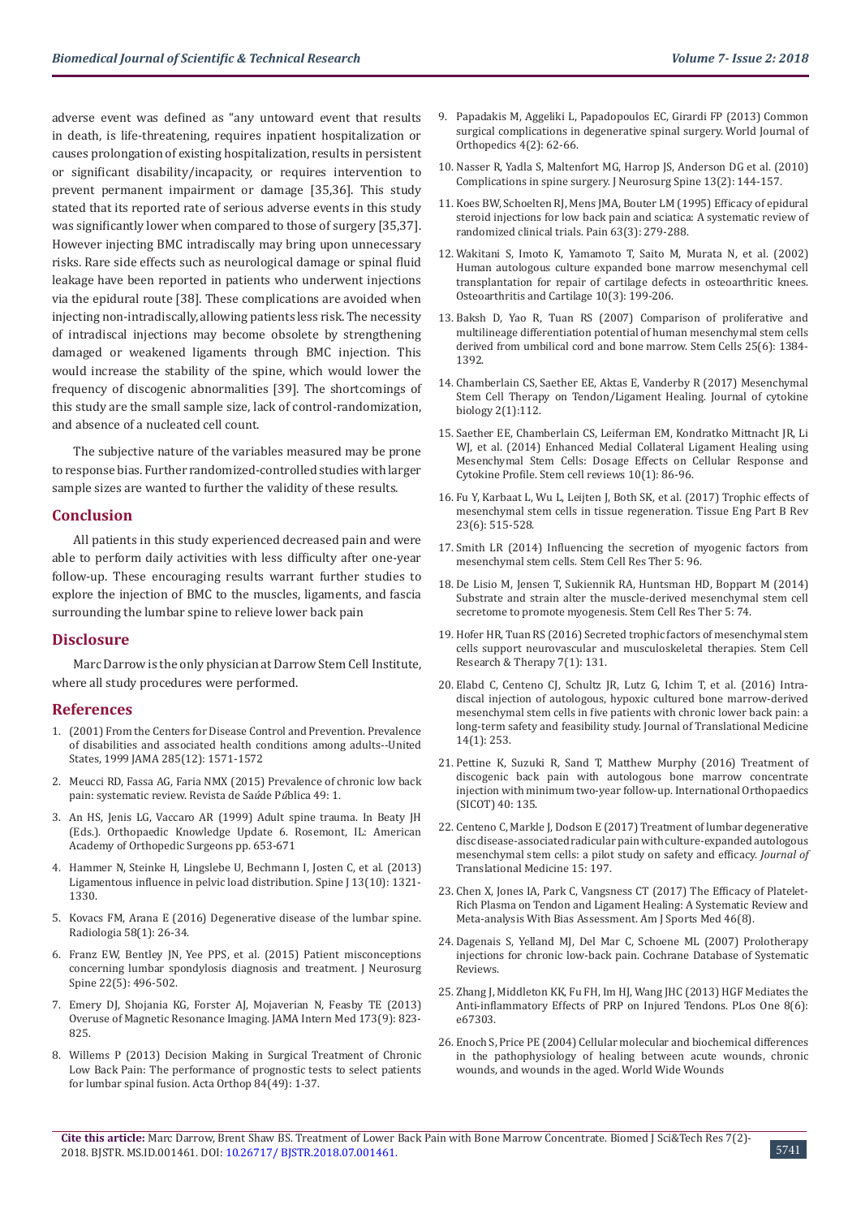adverse event was defined as "any untoward event that results in death, is life-threatening, requires inpatient hospitalization or causes prolongation of existing hospitalization, results in persistent or significant disability/incapacity, or requires intervention to prevent permanent impairment or damage [35,36]. This study stated that its reported rate of serious adverse events in this study was significantly lower when compared to those of surgery [35,37]. However injecting BMC intradiscally may bring upon unnecessary risks. Rare side effects such as neurological damage or spinal fluid leakage have been reported in patients who underwent injections via the epidural route [38]. These complications are avoided when injecting non-intradiscally, allowing patients less risk. The necessity of intradiscal injections may become obsolete by strengthening damaged or weakened ligaments through BMC injection. This would increase the stability of the spine, which would lower the frequency of discogenic abnormalities [39]. The shortcomings of this study are the small sample size, lack of control-randomization, and absence of a nucleated cell count.

The subjective nature of the variables measured may be prone to response bias. Further randomized-controlled studies with larger sample sizes are wanted to further the validity of these results.

## Conclusion

All patients in this study experienced decreased pain and were able to perform daily activities with less difficulty after one-year follow-up. These encouraging results warrant further studies to explore the injection of BMC to the muscles, ligaments, and fascia surrounding the lumbar spine to relieve lower back pain

## Disclosure

Marc Darrow is the only physician at Darrow Stem Cell Institute, where all study procedures were performed.

## References

1. (2001) From the Centers for Disease Control and Prevention. Prevalence of disabilities and associated health conditions among adults--United States, 1999 JAMA 285(12): 1571-1572
2. Meucci RD, Fassa AG, Faria NMX (2015) Prevalence of chronic low back pain: systematic review. Revista de Saúde Pública 49: 1.
3. An HS, Jenis LG, Vaccaro AR (1999) Adult spine trauma. In Beaty JH (Eds.). Orthopaedic Knowledge Update 6. Rosemont, IL: American Academy of Orthopedic Surgeons pp. 653-671
4. Hammer N, Steinke H, Lingslebe U, Bechmann I, Josten C, et al. (2013) Ligamentous influence in pelvic load distribution. Spine J 13(10): 1321-1330.
5. Kovacs FM, Arana E (2016) Degenerative disease of the lumbar spine. Radiologia 58(1): 26-34.
6. Franz EW, Bentley JN, Yee PPS, et al. (2015) Patient misconceptions concerning lumbar spondylosis diagnosis and treatment. J Neurosurg Spine 22(5): 496-502.
7. Emery DJ, Shojania KG, Forster AJ, Mojaverian N, Feasby TE (2013) Overuse of Magnetic Resonance Imaging. JAMA Intern Med 173(9): 823-825.
8. Willems P (2013) Decision Making in Surgical Treatment of Chronic Low Back Pain: The performance of prognostic tests to select patients for lumbar spinal fusion. Acta Orthop 84(49): 1-37.
9. Papadakis M, Aggeliki L, Papadopoulos EC, Girardi FP (2013) Common surgical complications in degenerative spinal surgery. World Journal of Orthopedics 4(2): 62-66.
10. Nasser R, Yadla S, Maltenfort MG, Harrop JS, Anderson DG et al. (2010) Complications in spine surgery. J Neurosurg Spine 13(2): 144-157.
11. Koes BW, Schoelten RJ, Mens JMA, Bouter LM (1995) Efficacy of epidural steroid injections for low back pain and sciatica: A systematic review of randomized clinical trials. Pain 63(3): 279-288.
12. Wakitani S, Imoto K, Yamamoto T, Saito M, Murata N, et al. (2002) Human autologous culture expanded bone marrow mesenchymal cell transplantation for repair of cartilage defects in osteoarthritic knees. Osteoarthritis and Cartilage 10(3): 199-206.
13. Baksh D, Yao R, Tuan RS (2007) Comparison of proliferative and multilineage differentiation potential of human mesenchymal stem cells derived from umbilical cord and bone marrow. Stem Cells 25(6): 1384-1392.
14. Chamberlain CS, Saether EE, Aktas E, Vanderby R (2017) Mesenchymal Stem Cell Therapy on Tendon/Ligament Healing. Journal of cytokine biology 2(1):112.
15. Saether EE, Chamberlain CS, Leiferman EM, Kondratko Mittnacht JR, Li WJ, et al. (2014) Enhanced Medial Collateral Ligament Healing using Mesenchymal Stem Cells: Dosage Effects on Cellular Response and Cytokine Profile. Stem cell reviews 10(1): 86-96.
16. Fu Y, Karbaat L, Wu L, Leijten J, Both SK, et al. (2017) Trophic effects of mesenchymal stem cells in tissue regeneration. Tissue Eng Part B Rev 23(6): 515-528.
17. Smith LR (2014) Influencing the secretion of myogenic factors from mesenchymal stem cells. Stem Cell Res Ther 5: 96.
18. De Lisio M, Jensen T, Sukiennik RA, Huntsman HD, Boppart M (2014) Substrate and strain alter the muscle-derived mesenchymal stem cell secretome to promote myogenesis. Stem Cell Res Ther 5: 74.
19. Hofer HR, Tuan RS (2016) Secreted trophic factors of mesenchymal stem cells support neurovascular and musculoskeletal therapies. Stem Cell Research & Therapy 7(1): 131.
20. Elabd C, Centeno CJ, Schultz JR, Lutz G, Ichim T, et al. (2016) Intra-discal injection of autologous, hypoxic cultured bone marrow-derived mesenchymal stem cells in five patients with chronic lower back pain: a long-term safety and feasibility study. Journal of Translational Medicine 14(1): 253.
21. Pettine K, Suzuki R, Sand T, Matthew Murphy (2016) Treatment of discogenic back pain with autologous bone marrow concentrate injection with minimum two-year follow-up. International Orthopaedics (SICOT) 40: 135.
22. Centeno C, Markle J, Dodson E (2017) Treatment of lumbar degenerative disc disease-associated radicular pain with culture-expanded autologous mesenchymal stem cells: a pilot study on safety and efficacy. *Journal of* Translational Medicine 15: 197.
23. Chen X, Jones IA, Park C, Vangsness CT (2017) The Efficacy of Platelet-Rich Plasma on Tendon and Ligament Healing: A Systematic Review and Meta-analysis With Bias Assessment. Am J Sports Med 46(8).
24. Dagenais S, Yelland MJ, Del Mar C, Schoene ML (2007) Prolotherapy injections for chronic low-back pain. Cochrane Database of Systematic Reviews.
25. Zhang J, Middleton KK, Fu FH, Im HJ, Wang JHC (2013) HGF Mediates the Anti-inflammatory Effects of PRP on Injured Tendons. PLos One 8(6): e67303.
26. Enoch S, Price PE (2004) Cellular molecular and biochemical differences in the pathophysiology of healing between acute wounds, chronic wounds, and wounds in the aged. World Wide Wounds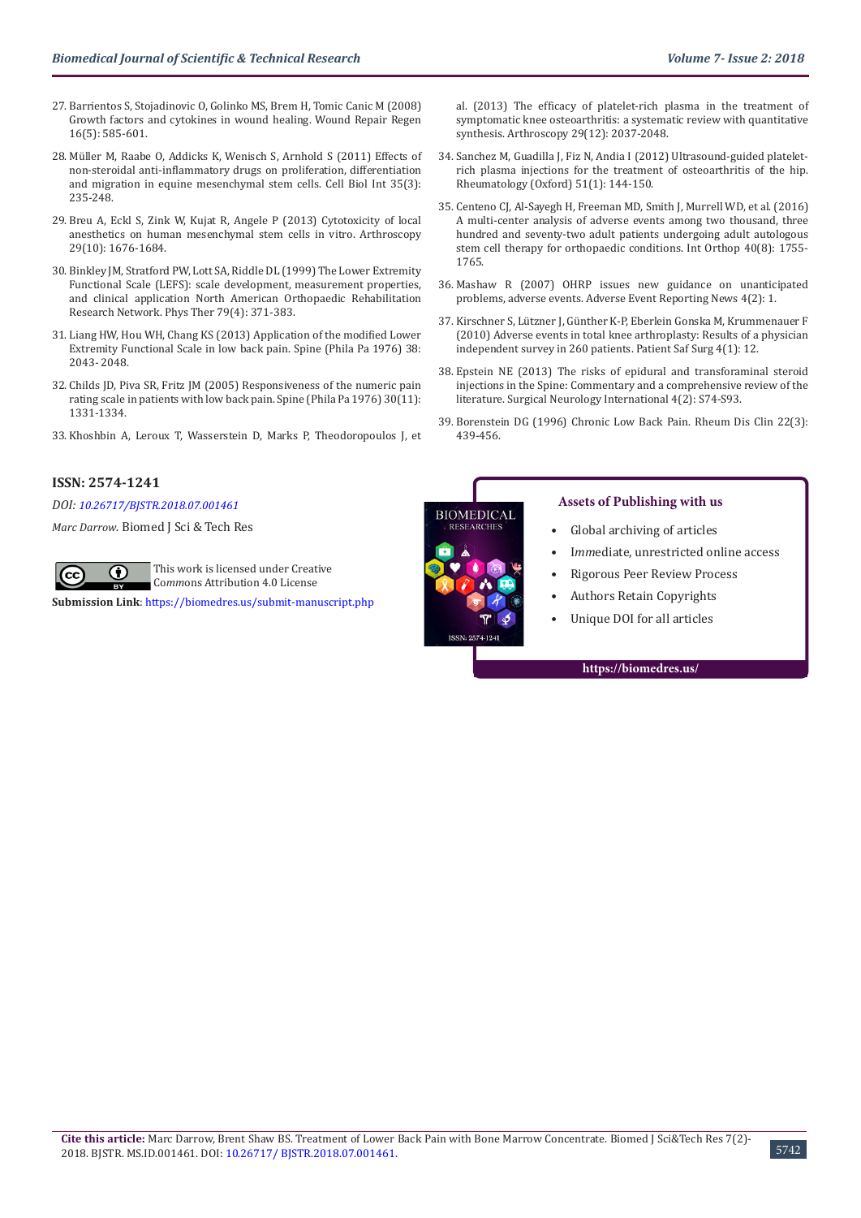27. Barrientos S, Stojadinovic O, Golinko MS, Brem H, Tomic Canic M (2008) Growth factors and cytokines in wound healing. Wound Repair Regen 16(5): 585-601.

28. Müller M, Raabe O, Addicks K, Wenisch S, Arnhold S (2011) Effects of non-steroidal anti-inflammatory drugs on proliferation, differentiation and migration in equine mesenchymal stem cells. Cell Biol Int 35(3): 235-248.

29. Breu A, Eckl S, Zink W, Kujat R, Angele P (2013) Cytotoxicity of local anesthetics on human mesenchymal stem cells in vitro. Arthroscopy 29(10): 1676-1684.

30. Binkley JM, Stratford PW, Lott SA, Riddle DL (1999) The Lower Extremity Functional Scale (LEFS): scale development, measurement properties, and clinical application North American Orthopaedic Rehabilitation Research Network. Phys Ther 79(4): 371-383.

31. Liang HW, Hou WH, Chang KS (2013) Application of the modified Lower Extremity Functional Scale in low back pain. Spine (Phila Pa 1976) 38: 2043- 2048.

32. Childs JD, Piva SR, Fritz JM (2005) Responsiveness of the numeric pain rating scale in patients with low back pain. Spine (Phila Pa 1976) 30(11): 1331-1334.

33. Khoshbin A, Leroux T, Wasserstein D, Marks P, Theodoropoulos J, et al. (2013) The efficacy of platelet-rich plasma in the treatment of symptomatic knee osteoarthritis: a systematic review with quantitative synthesis. Arthroscopy 29(12): 2037-2048.

34. Sanchez M, Guadilla J, Fiz N, Andia I (2012) Ultrasound-guided platelet-rich plasma injections for the treatment of osteoarthritis of the hip. Rheumatology (Oxford) 51(1): 144-150.

35. Centeno CJ, Al-Sayegh H, Freeman MD, Smith J, Murrell WD, et al. (2016) A multi-center analysis of adverse events among two thousand, three hundred and seventy-two adult patients undergoing adult autologous stem cell therapy for orthopaedic conditions. Int Orthop 40(8): 1755-1765.

36. Mashaw R (2007) OHRP issues new guidance on unanticipated problems, adverse events. Adverse Event Reporting News 4(2): 1.

37. Kirschner S, Lützner J, Günther K-P, Eberlein Gonska M, Krummenauer F (2010) Adverse events in total knee arthroplasty: Results of a physician independent survey in 260 patients. Patient Saf Surg 4(1): 12.

38. Epstein NE (2013) The risks of epidural and transforaminal steroid injections in the Spine: Commentary and a comprehensive review of the literature. Surgical Neurology International 4(2): S74-S93.

39. Borenstein DG (1996) Chronic Low Back Pain. Rheum Dis Clin 22(3): 439-456.

**ISSN: 2574-1241**

*DOI: 10.26717/BJSTR.2018.07.001461*

*Marc Darrow.* Biomed J Sci & Tech Res

This work is licensed under Creative Commons Attribution 4.0 License

**Submission Link**: https://biomedres.us/submit-manuscript.php

**Assets of Publishing with us**

- Global archiving of articles
- Immediate, unrestricted online access
- Rigorous Peer Review Process
- Authors Retain Copyrights
- Unique DOI for all articles

**https://biomedres.us/**

**Cite this article:** Marc Darrow, Brent Shaw BS. Treatment of Lower Back Pain with Bone Marrow Concentrate. Biomed J Sci&Tech Res 7(2)-2018. BJSTR. MS.ID.001461. DOI: 10.26717/ BJSTR.2018.07.001461.